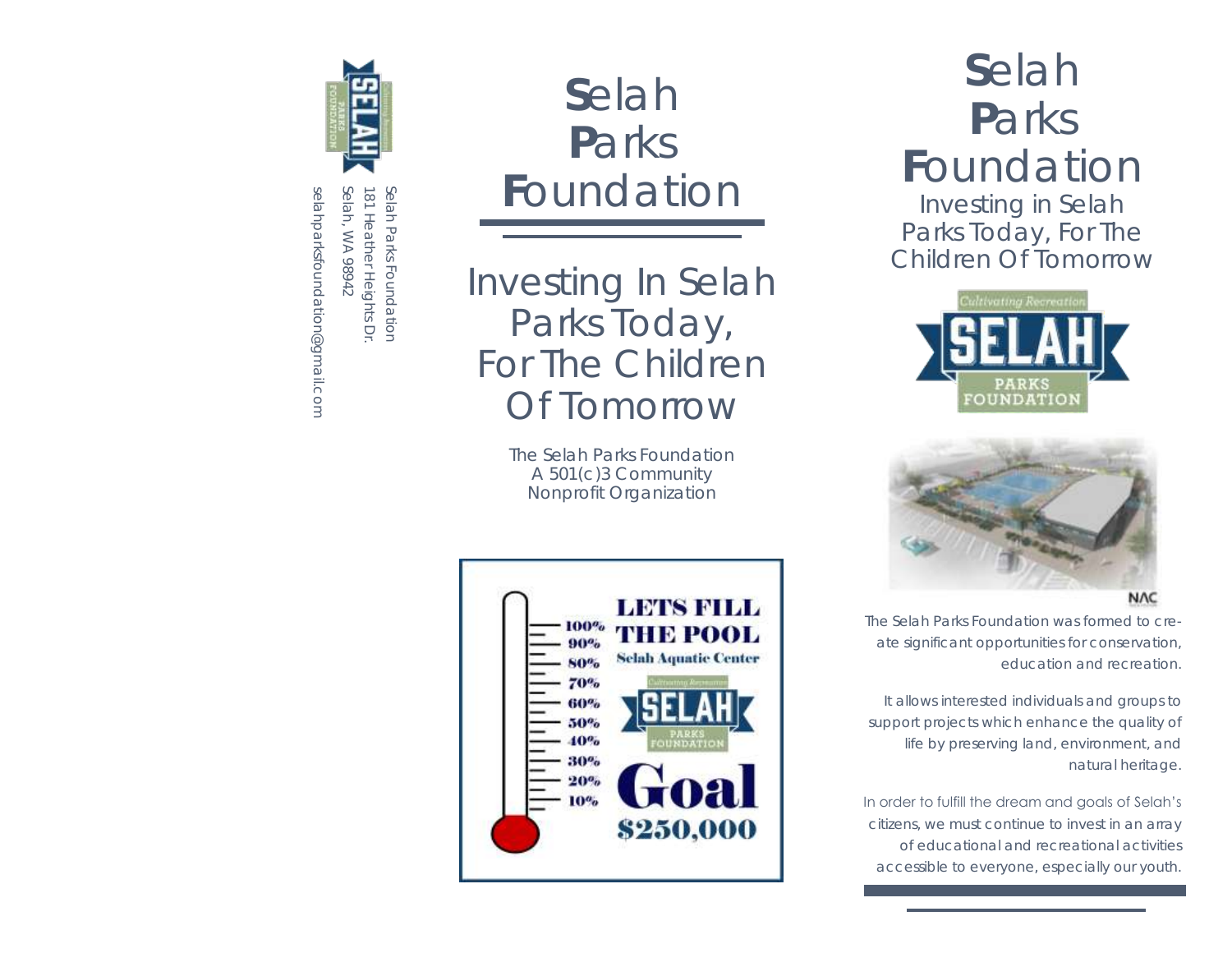Selah Parks Foundation
181 Heather Heights Dr.
Selah, WA 98942
selahparksfoundation@gmail.com

# Selah Parks Foundation

## Investing In Selah Parks Today, For The Children Of Tomorrow

The Selah Parks Foundation
A 501(c)3 Community
Nonprofit Organization

LETS FILL THE POOL
Selah Aquatic Center

100%
90%
80%
70%
60%
50%
40%
30%
20%
10%

Cultivating Recreation
SELAH
PARKS FOUNDATION

Goal
$250,000

# Selah Parks Foundation

Investing in Selah Parks Today, For The Children Of Tomorrow

Cultivating Recreation
SELAH
PARKS FOUNDATION

NAC

The Selah Parks Foundation was formed to create significant opportunities for conservation, education and recreation.

It allows interested individuals and groups to support projects which enhance the quality of life by preserving land, environment, and natural heritage.

In order to fulfill the dream and goals of Selah's citizens, we must continue to invest in an array of educational and recreational activities accessible to everyone, especially our youth.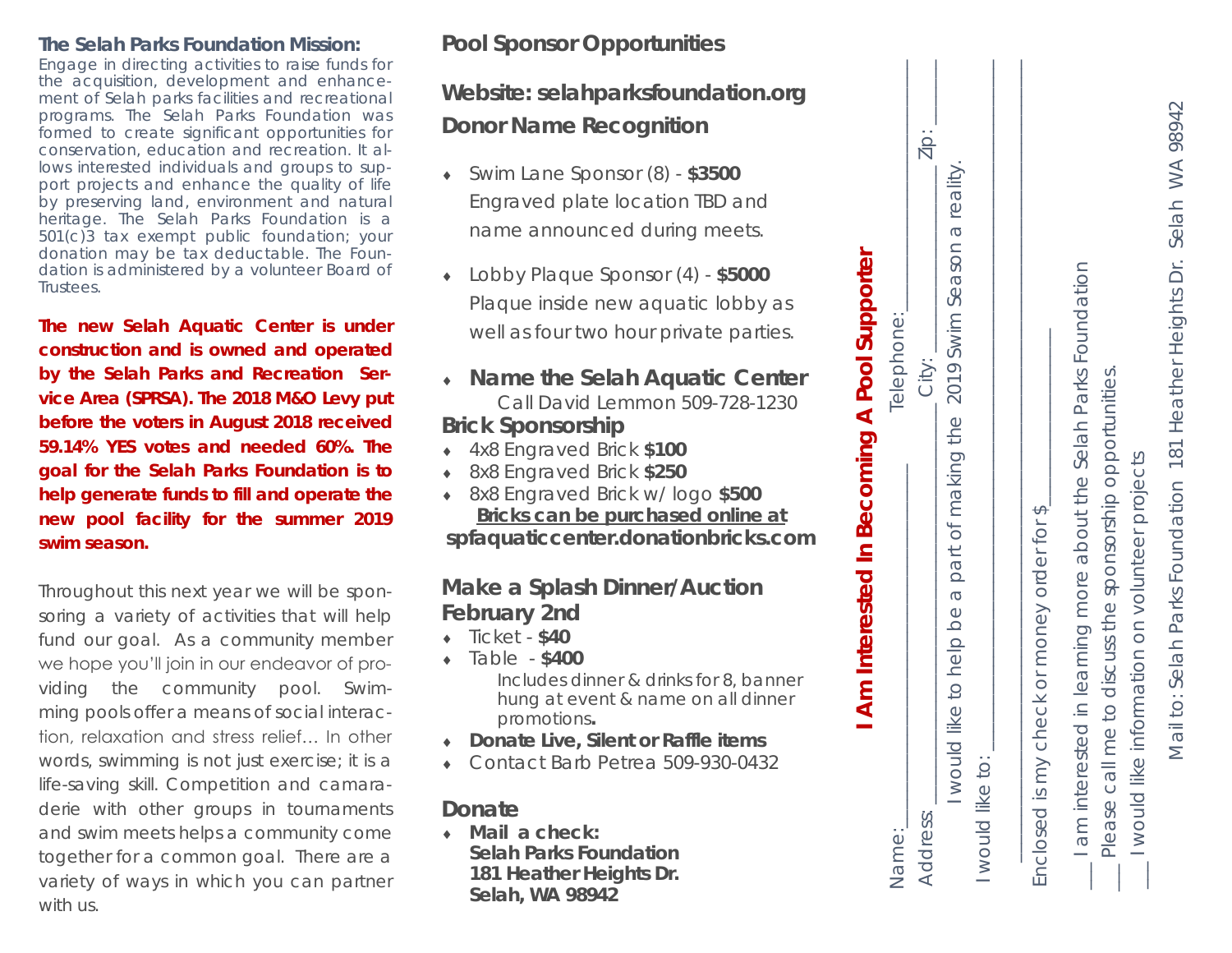**The Selah Parks Foundation Mission:**

Engage in directing activities to raise funds for the acquisition, development and enhancement of Selah parks facilities and recreational programs. The Selah Parks Foundation was formed to create significant opportunities for conservation, education and recreation. It allows interested individuals and groups to support projects and enhance the quality of life by preserving land, environment and natural heritage. The Selah Parks Foundation is a 501(c)3 tax exempt public foundation; your donation may be tax deductable. The Foundation is administered by a volunteer Board of Trustees.

**The new Selah Aquatic Center is under construction and is owned and operated by the Selah Parks and Recreation Service Area (SPRSA). The 2018 M&O Levy put before the voters in August 2018 received 59.14% YES votes and needed 60%. The goal for the Selah Parks Foundation is to help generate funds to fill and operate the new pool facility for the summer 2019 swim season.**

Throughout this next year we will be sponsoring a variety of activities that will help fund our goal. As a community member we hope you'll join in our endeavor of providing the community pool. Swimming pools offer a means of social interaction, relaxation and stress relief… In other words, swimming is not just exercise; it is a life-saving skill. Competition and camaraderie with other groups in tournaments and swim meets helps a community come together for a common goal. There are a variety of ways in which you can partner with us.

## Pool Sponsor Opportunities

### Website: selahparksfoundation.org

### Donor Name Recognition

- Swim Lane Sponsor (8) - **$3500**
  Engraved plate location TBD and name announced during meets.
- Lobby Plaque Sponsor (4) - **$5000**
  Plaque inside new aquatic lobby as well as four two hour private parties.
- **Name the Selah Aquatic Center**
  Call David Lemmon 509-728-1230

### Brick Sponsorship

- 4x8 Engraved Brick **$100**
- 8x8 Engraved Brick **$250**
- 8x8 Engraved Brick w/ logo **$500**

**Bricks can be purchased online at spfaquaticcenter.donationbricks.com**

### Make a Splash Dinner/Auction February 2nd

- Ticket - **$40**
- Table - **$400**
  Includes dinner & drinks for 8, banner hung at event & name on all dinner promotions**.**
- **Donate Live, Silent or Raffle items**
- Contact Barb Petrea 509-930-0432

### Donate

- **Mail a check:**
  **Selah Parks Foundation**
  **181 Heather Heights Dr.**
  **Selah, WA 98942**

## I Am Interested In Becoming A Pool Supporter

Name:\_\_\_\_\_\_\_\_\_\_\_\_\_\_\_\_\_\_ Telephone:\_\_\_\_\_\_\_\_\_\_

Address:\_\_\_\_\_\_\_\_\_\_ City:\_\_\_\_\_\_\_\_ Zip:\_\_\_\_\_\_

I would like to help be a part of making the 2019 Swim Season a reality.

I would like to: \_\_\_\_\_\_\_\_\_\_\_\_\_\_\_\_\_\_\_\_\_\_\_\_\_\_\_\_\_\_

\_\_\_\_\_\_\_\_\_\_\_\_\_\_\_\_\_\_\_\_\_\_\_\_\_\_\_\_\_\_\_\_\_\_\_\_\_\_\_\_\_\_

Enclosed is my check or money order for $\_\_\_\_\_\_\_\_\_\_

\_\_ I am interested in learning more about the Selah Parks Foundation

\_\_ Please call me to discuss the sponsorship opportunities.

\_\_ I would like information on volunteer projects

Mail to: Selah Parks Foundation 181 Heather Heights Dr. Selah WA 98942